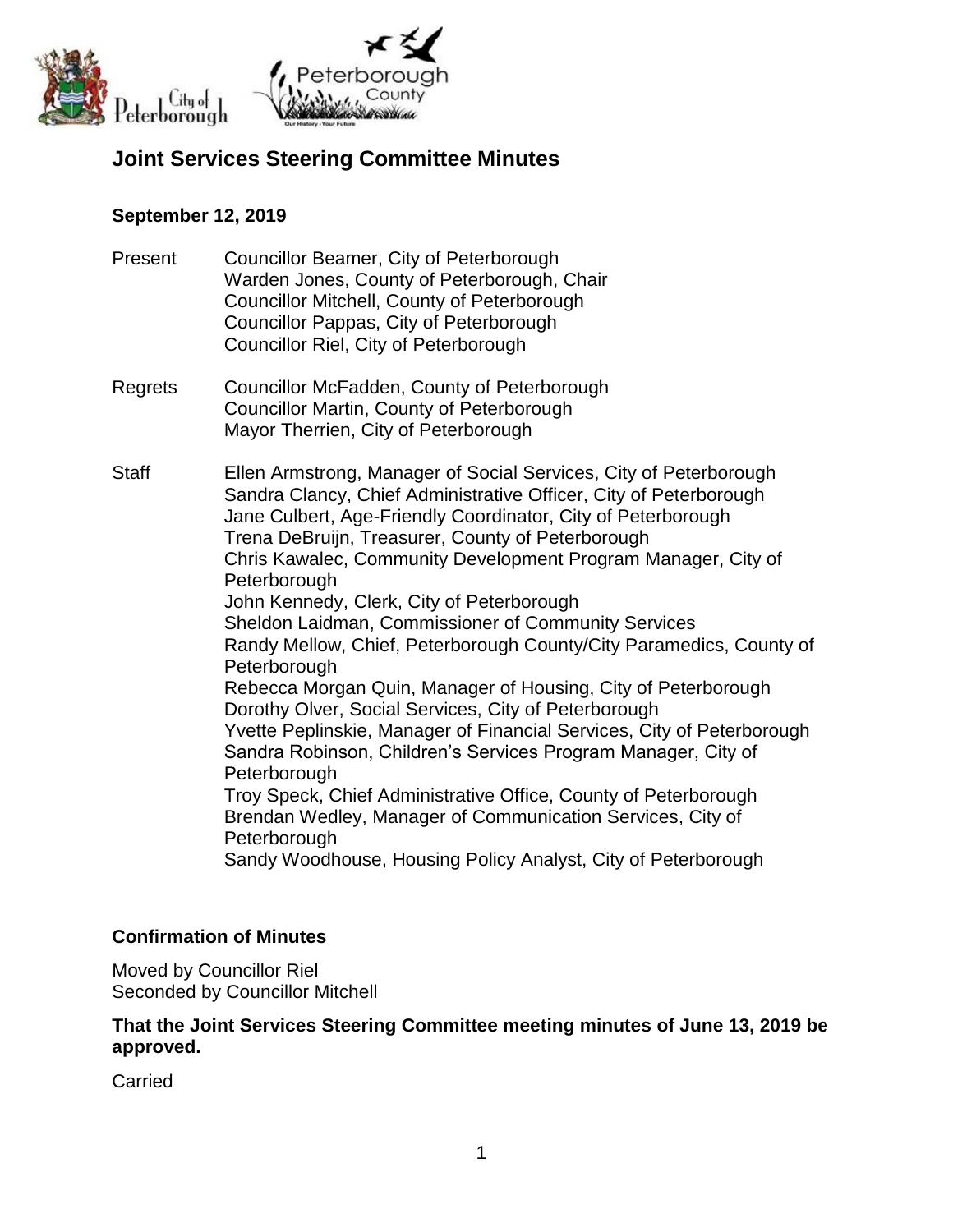# Joint Services Steering Committee Minutes

**September 12, 2019**

Present
- Councillor Beamer, City of Peterborough
- Warden Jones, County of Peterborough, Chair
- Councillor Mitchell, County of Peterborough
- Councillor Pappas, City of Peterborough
- Councillor Riel, City of Peterborough

Regrets
- Councillor McFadden, County of Peterborough
- Councillor Martin, County of Peterborough
- Mayor Therrien, City of Peterborough

Staff
- Ellen Armstrong, Manager of Social Services, City of Peterborough
- Sandra Clancy, Chief Administrative Officer, City of Peterborough
- Jane Culbert, Age-Friendly Coordinator, City of Peterborough
- Trena DeBruijn, Treasurer, County of Peterborough
- Chris Kawalec, Community Development Program Manager, City of Peterborough
- John Kennedy, Clerk, City of Peterborough
- Sheldon Laidman, Commissioner of Community Services
- Randy Mellow, Chief, Peterborough County/City Paramedics, County of Peterborough
- Rebecca Morgan Quin, Manager of Housing, City of Peterborough
- Dorothy Olver, Social Services, City of Peterborough
- Yvette Peplinskie, Manager of Financial Services, City of Peterborough
- Sandra Robinson, Children's Services Program Manager, City of Peterborough
- Troy Speck, Chief Administrative Office, County of Peterborough
- Brendan Wedley, Manager of Communication Services, City of Peterborough
- Sandy Woodhouse, Housing Policy Analyst, City of Peterborough

## Confirmation of Minutes

Moved by Councillor Riel
Seconded by Councillor Mitchell

**That the Joint Services Steering Committee meeting minutes of June 13, 2019 be approved.**

Carried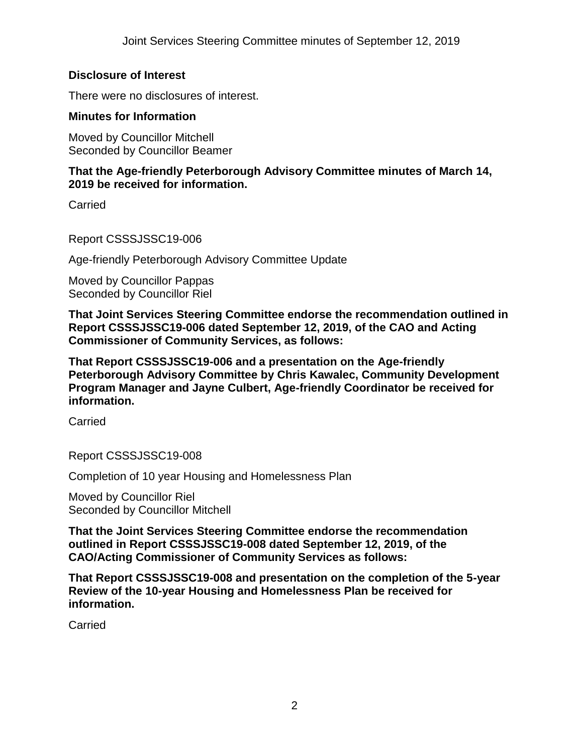### Disclosure of Interest

There were no disclosures of interest.

### Minutes for Information

Moved by Councillor Mitchell
Seconded by Councillor Beamer

**That the Age-friendly Peterborough Advisory Committee minutes of March 14, 2019 be received for information.**

Carried

Report CSSSJSSC19-006

Age-friendly Peterborough Advisory Committee Update

Moved by Councillor Pappas
Seconded by Councillor Riel

**That Joint Services Steering Committee endorse the recommendation outlined in Report CSSSJSSC19-006 dated September 12, 2019, of the CAO and Acting Commissioner of Community Services, as follows:**

**That Report CSSSJSSC19-006 and a presentation on the Age-friendly Peterborough Advisory Committee by Chris Kawalec, Community Development Program Manager and Jayne Culbert, Age-friendly Coordinator be received for information.**

Carried

Report CSSSJSSC19-008

Completion of 10 year Housing and Homelessness Plan

Moved by Councillor Riel
Seconded by Councillor Mitchell

**That the Joint Services Steering Committee endorse the recommendation outlined in Report CSSSJSSC19-008 dated September 12, 2019, of the CAO/Acting Commissioner of Community Services as follows:**

**That Report CSSSJSSC19-008 and presentation on the completion of the 5-year Review of the 10-year Housing and Homelessness Plan be received for information.**

Carried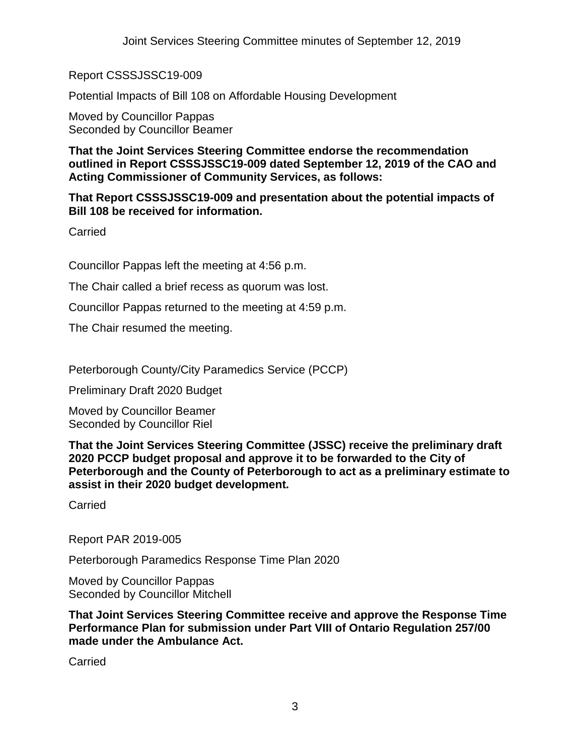Report CSSSJSSC19-009

Potential Impacts of Bill 108 on Affordable Housing Development

Moved by Councillor Pappas
Seconded by Councillor Beamer

**That the Joint Services Steering Committee endorse the recommendation outlined in Report CSSSJSSC19-009 dated September 12, 2019 of the CAO and Acting Commissioner of Community Services, as follows:**

**That Report CSSSJSSC19-009 and presentation about the potential impacts of Bill 108 be received for information.**

Carried

Councillor Pappas left the meeting at 4:56 p.m.

The Chair called a brief recess as quorum was lost.

Councillor Pappas returned to the meeting at 4:59 p.m.

The Chair resumed the meeting.

Peterborough County/City Paramedics Service (PCCP)

Preliminary Draft 2020 Budget

Moved by Councillor Beamer
Seconded by Councillor Riel

**That the Joint Services Steering Committee (JSSC) receive the preliminary draft 2020 PCCP budget proposal and approve it to be forwarded to the City of Peterborough and the County of Peterborough to act as a preliminary estimate to assist in their 2020 budget development.**

Carried

Report PAR 2019-005

Peterborough Paramedics Response Time Plan 2020

Moved by Councillor Pappas
Seconded by Councillor Mitchell

**That Joint Services Steering Committee receive and approve the Response Time Performance Plan for submission under Part VIII of Ontario Regulation 257/00 made under the Ambulance Act.**

Carried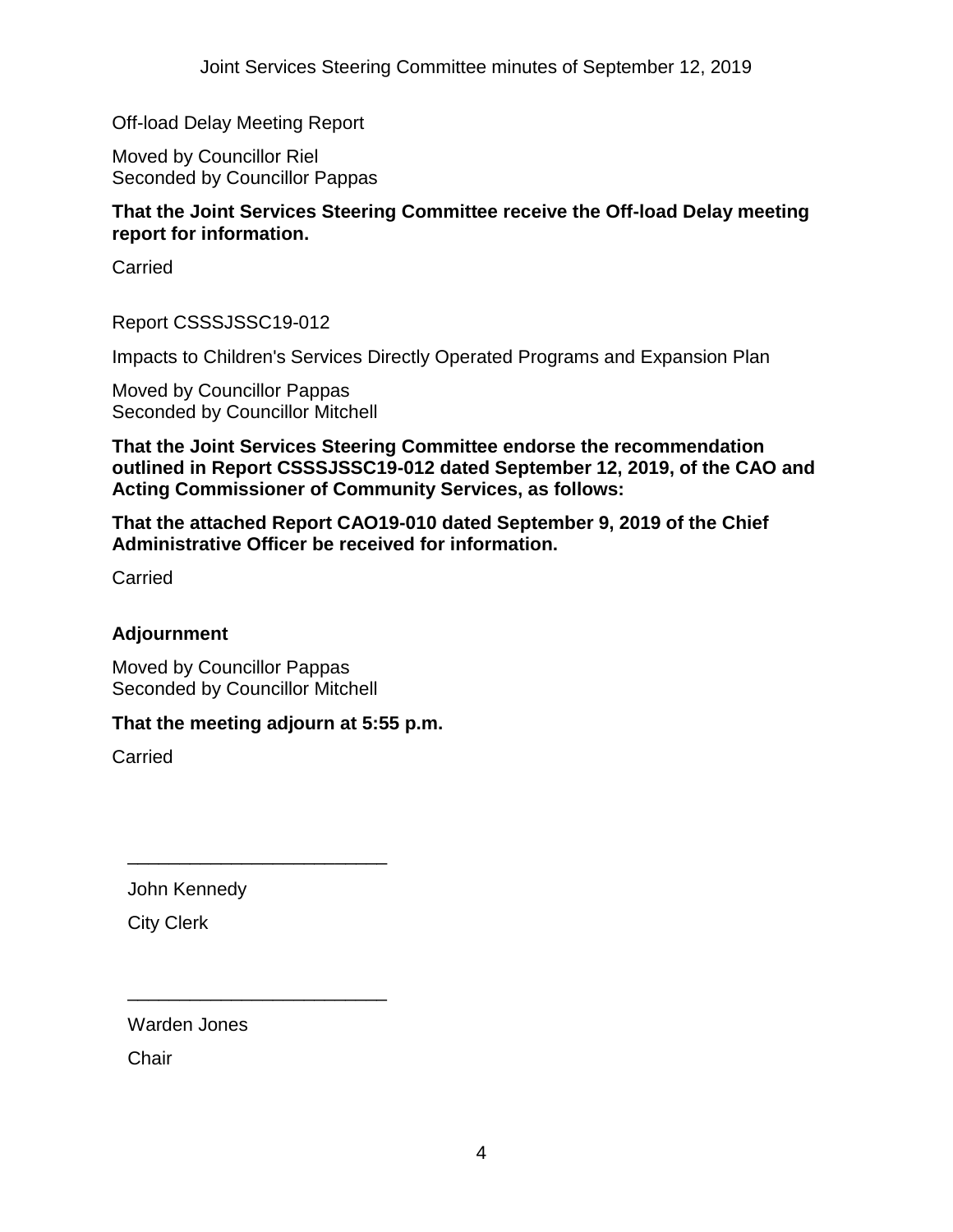Off-load Delay Meeting Report

Moved by Councillor Riel
Seconded by Councillor Pappas

**That the Joint Services Steering Committee receive the Off-load Delay meeting report for information.**

Carried

Report CSSSJSSC19-012

Impacts to Children's Services Directly Operated Programs and Expansion Plan

Moved by Councillor Pappas
Seconded by Councillor Mitchell

**That the Joint Services Steering Committee endorse the recommendation outlined in Report CSSSJSSC19-012 dated September 12, 2019, of the CAO and Acting Commissioner of Community Services, as follows:**

**That the attached Report CAO19-010 dated September 9, 2019 of the Chief Administrative Officer be received for information.**

Carried

## Adjournment

Moved by Councillor Pappas
Seconded by Councillor Mitchell

**That the meeting adjourn at 5:55 p.m.**

Carried

_________________________

John Kennedy

City Clerk

_________________________

Warden Jones

Chair